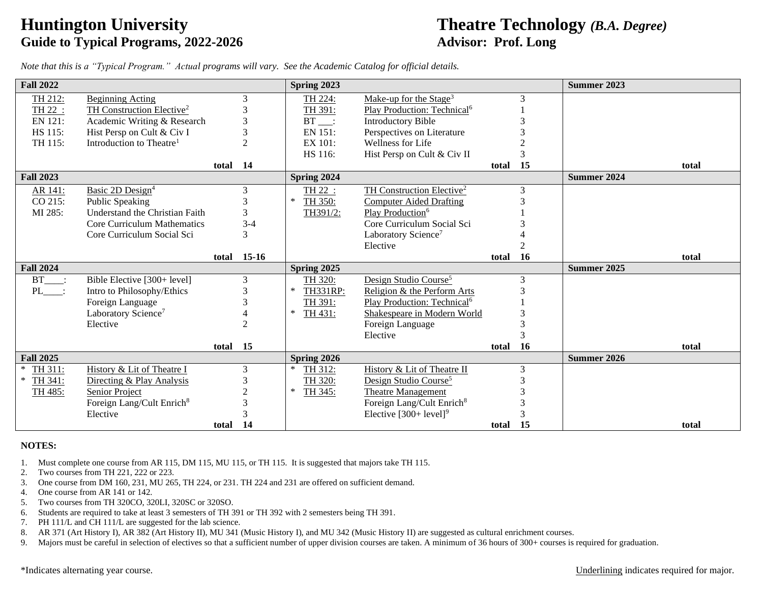# Huntington University

## Guide to Typical Programs, 2022-2026

# Theatre Technology *(B.A. Degree)*

## Advisor: Prof. Long

*Note that this is a "Typical Program." Actual programs will vary. See the Academic Catalog for official details.*

| Fall 2022 | | | Spring 2023 | | | Summer 2023 |
|---|---|---|---|---|---|---|
| TH 212: | Beginning Acting | 3 | TH 224: | Make-up for the Stage[3] | 3 | |
| TH 22 : | TH Construction Elective[2] | 3 | TH 391: | Play Production: Technical[6] | 1 | |
| EN 121: | Academic Writing & Research | 3 | BT ___: | Introductory Bible | 3 | |
| HS 115: | Hist Persp on Cult & Civ I | 3 | EN 151: | Perspectives on Literature | 3 | |
| TH 115: | Introduction to Theatre[1] | 2 | EX 101: | Wellness for Life | 2 | |
| | | | HS 116: | Hist Persp on Cult & Civ II | 3 | |
| | total | 14 | | total | 15 | total |
| **Fall 2023** | | | **Spring 2024** | | | **Summer 2024** |
| AR 141: | Basic 2D Design[4] | 3 | TH 22 : | TH Construction Elective[2] | 3 | |
| CO 215: | Public Speaking | 3 | * TH 350: | Computer Aided Drafting | 3 | |
| MI 285: | Understand the Christian Faith | 3 | TH391/2: | Play Production[6] | 1 | |
| | Core Curriculum Mathematics | 3-4 | | Core Curriculum Social Sci | 3 | |
| | Core Curriculum Social Sci | 3 | | Laboratory Science[7] | 4 | |
| | | | | Elective | 2 | |
| | total | 15-16 | | total | 16 | total |
| **Fall 2024** | | | **Spring 2025** | | | **Summer 2025** |
| BT____: | Bible Elective [300+ level] | 3 | TH 320: | Design Studio Course[5] | 3 | |
| PL____: | Intro to Philosophy/Ethics | 3 | * TH331RP: | Religion & the Perform Arts | 3 | |
| | Foreign Language | 3 | TH 391: | Play Production: Technical[6] | 1 | |
| | Laboratory Science[7] | 4 | * TH 431: | Shakespeare in Modern World | 3 | |
| | Elective | 2 | | Foreign Language | 3 | |
| | | | | Elective | 3 | |
| | total | 15 | | total | 16 | total |
| **Fall 2025** | | | **Spring 2026** | | | **Summer 2026** |
| * TH 311: | History & Lit of Theatre I | 3 | * TH 312: | History & Lit of Theatre II | 3 | |
| * TH 341: | Directing & Play Analysis | 3 | TH 320: | Design Studio Course[5] | 3 | |
| TH 485: | Senior Project | 2 | * TH 345: | Theatre Management | 3 | |
| | Foreign Lang/Cult Enrich[8] | 3 | | Foreign Lang/Cult Enrich[8] | 3 | |
| | Elective | 3 | | Elective [300+ level][9] | 3 | |
| | total | 14 | | total | 15 | total |

**NOTES:**

1. Must complete one course from AR 115, DM 115, MU 115, or TH 115. It is suggested that majors take TH 115.
2. Two courses from TH 221, 222 or 223.
3. One course from DM 160, 231, MU 265, TH 224, or 231. TH 224 and 231 are offered on sufficient demand.
4. One course from AR 141 or 142.
5. Two courses from TH 320CO, 320LI, 320SC or 320SO.
6. Students are required to take at least 3 semesters of TH 391 or TH 392 with 2 semesters being TH 391.
7. PH 111/L and CH 111/L are suggested for the lab science.
8. AR 371 (Art History I), AR 382 (Art History II), MU 341 (Music History I), and MU 342 (Music History II) are suggested as cultural enrichment courses.
9. Majors must be careful in selection of electives so that a sufficient number of upper division courses are taken. A minimum of 36 hours of 300+ courses is required for graduation.

*Indicates alternating year course.

Underlining indicates required for major.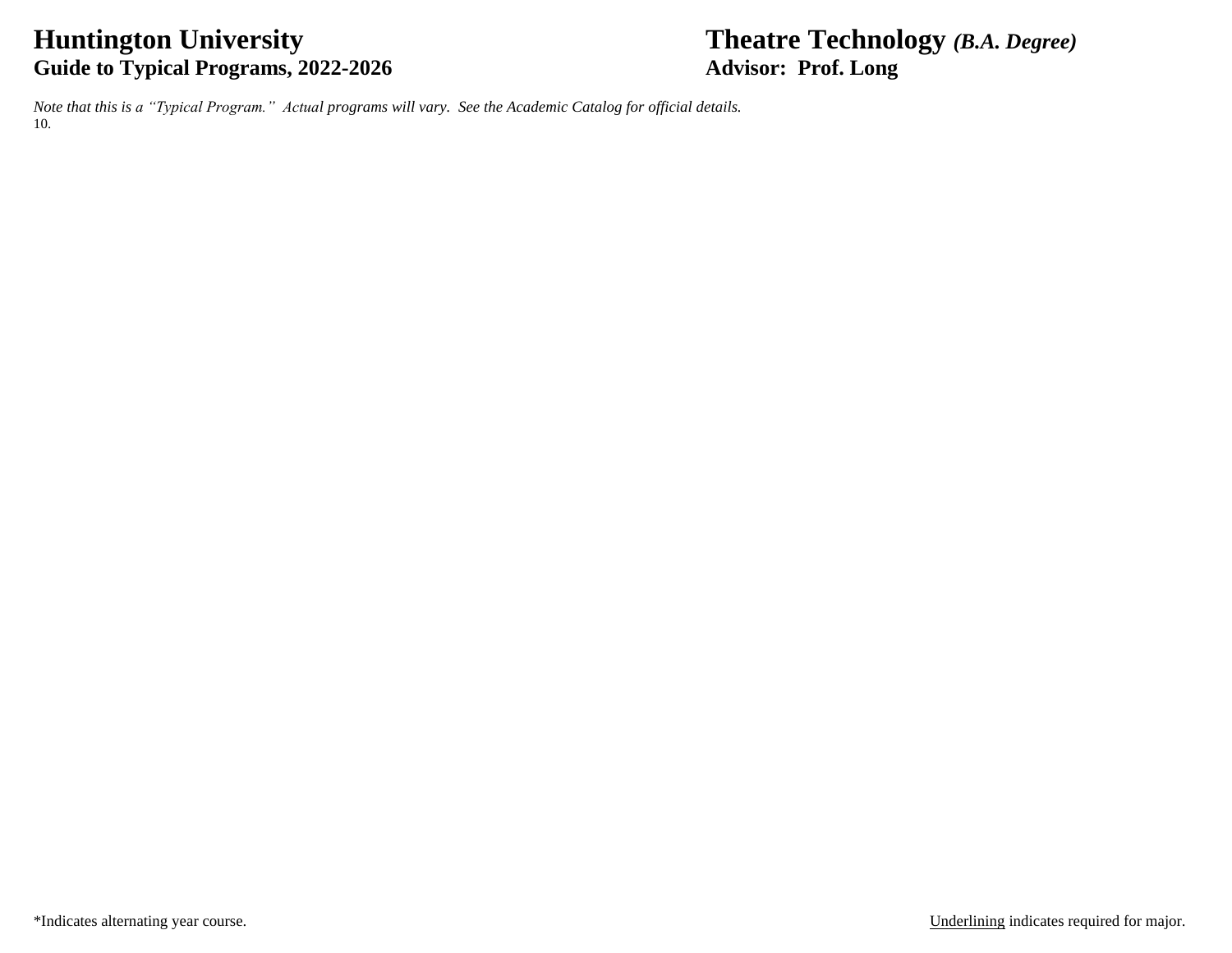# Huntington University
## Guide to Typical Programs, 2022-2026

# Theatre Technology *(B.A. Degree)*
## Advisor: Prof. Long

*Note that this is a "Typical Program." Actual programs will vary. See the Academic Catalog for official details.*

10.

*Indicates alternating year course.

Underlining indicates required for major.